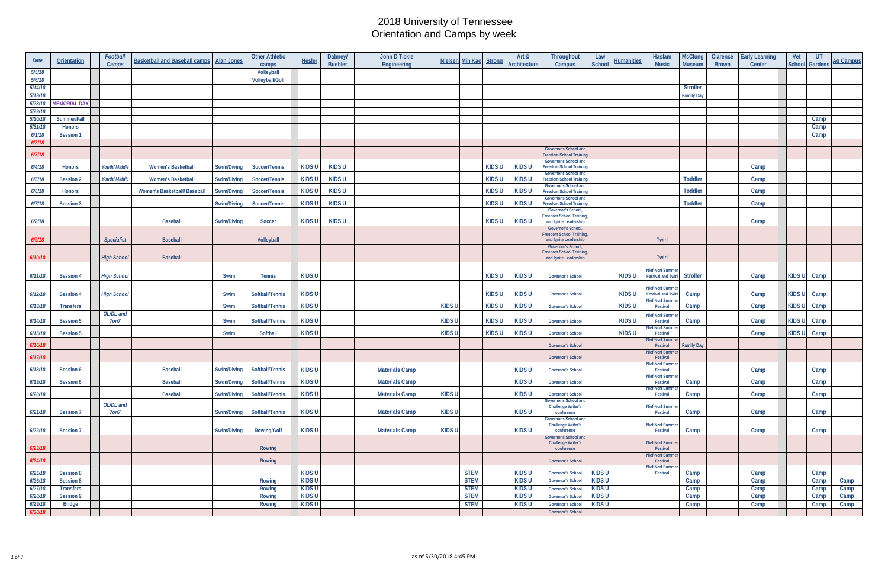# 2018 University of Tennessee
## Orientation and Camps by week

| Date | Orientation | Football Camps | Basketball and Baseball camps | Alan Jones | Other Athletic camps | Hesler | Dabney/ Buehler | John D Tickle Engineering | Nielsen | Min Kao | Strong | Art & Architecture | Throughout Campus | Law School | Humanities | Haslam Music | McClung Museum | Clarence Brown | Early Learning Center | Vet School | UT Gardens | Ag Campus |
|---|---|---|---|---|---|---|---|---|---|---|---|---|---|---|---|---|---|---|---|---|---|---|
| 5/5/18 | | | | | Volleyball | | | | | | | | | | | | | | | | | |
| 5/6/18 | | | | | Volleyball/Golf | | | | | | | | | | | | | | | | | |
| 5/14/18 | | | | | | | | | | | | | | | | | Stroller | | | | | |
| 5/19/18 | | | | | | | | | | | | | | | | | Family Day | | | | | |
| 5/28/18 | MEMORIAL DAY | | | | | | | | | | | | | | | | | | | | | |
| 5/29/18 | | | | | | | | | | | | | | | | | | | | | | |
| 5/30/18 | Summer/Fall | | | | | | | | | | | | | | | | | | | | Camp | |
| 5/31/18 | Honors | | | | | | | | | | | | | | | | | | | | Camp | |
| 6/1/18 | Session 1 | | | | | | | | | | | | | | | | | | | | Camp | |
| 6/2/18 | | | | | | | | | | | | | | | | | | | | | | |
| 6/3/18 | | | | | | | | | | | | | Governor's School and Freedom School Training | | | | | | | | | |
| 6/4/18 | Honors | Youth/ Middle | Women's Basketball | Swim/Diving | Soccer/Tennis | KIDS U | KIDS U | | | | KIDS U | KIDS U | Governor's School and Freedom School Training | | | | | | Camp | | | |
| 6/5/18 | Session 2 | Youth/ Middle | Women's Basketball | Swim/Diving | Soccer/Tennis | KIDS U | KIDS U | | | | KIDS U | KIDS U | Governor's School and Freedom School Training | | | | Toddler | | Camp | | | |
| 6/6/18 | Honors | | Women's Basketball/ Baseball | Swim/Diving | Soccer/Tennis | KIDS U | KIDS U | | | | KIDS U | KIDS U | Governor's School and Freedom School Training | | | | Toddler | | Camp | | | |
| 6/7/18 | Session 3 | | | Swim/Diving | Soccer/Tennis | KIDS U | KIDS U | | | | KIDS U | KIDS U | Governor's School and Freedom School Training | | | | Toddler | | Camp | | | |
| 6/8/18 | | | Baseball | Swim/Diving | Soccer | KIDS U | KIDS U | | | | KIDS U | KIDS U | Governor's School, Freedom School Training, and Ignite Leadership | | | | | | Camp | | | |
| 6/9/18 | | Specialist | Baseball | | Volleyball | | | | | | | | Governor's School, Freedom School Training, and Ignite Leadership | | | Twirl | | | | | | |
| 6/10/18 | | High School | Baseball | | | | | | | | | | Governor's School, Freedom School Training, and Ignite Leadership | | | Twirl | | | | | | |
| 6/11/18 | Session 4 | High School | | Swim | Tennis | KIDS U | | | | | KIDS U | KIDS U | Governor's School | | KIDS U | Nief-Norf Summer Festival and Twirl | Stroller | | Camp | KIDS U | Camp | |
| 6/12/18 | Session 4 | High School | | Swim | Softball/Tennis | KIDS U | | | | | KIDS U | KIDS U | Governor's School | | KIDS U | Nief-Norf Summer Festival and Twirl | Camp | | Camp | KIDS U | Camp | |
| 6/13/18 | Transfers | | | Swim | Softball/Tennis | KIDS U | | | KIDS U | | KIDS U | KIDS U | Governor's School | | KIDS U | Nief-Norf Summer Festival | Camp | | Camp | KIDS U | Camp | |
| 6/14/18 | Session 5 | OL/DL and 7on7 | | Swim | Softball/Tennis | KIDS U | | | KIDS U | | KIDS U | KIDS U | Governor's School | | KIDS U | Nief-Norf Summer Festival | Camp | | Camp | KIDS U | Camp | |
| 6/15/18 | Session 5 | | | Swim | Softball | KIDS U | | | KIDS U | | KIDS U | KIDS U | Governor's School | | KIDS U | Nief-Norf Summer Festival | | | Camp | KIDS U | Camp | |
| 6/16/18 | | | | | | | | | | | | | Governor's School | | | Nief-Norf Summer Festival | Family Day | | | | | |
| 6/17/18 | | | | | | | | | | | | | Governor's School | | | Nief-Norf Summer Festival | | | | | | |
| 6/18/18 | Session 6 | | Baseball | Swim/Diving | Softball/Tennis | KIDS U | | Materials Camp | | | | KIDS U | Governor's School | | | Nief-Norf Summer Festival | | | Camp | | Camp | |
| 6/19/18 | Session 6 | | Baseball | Swim/Diving | Softball/Tennis | KIDS U | | Materials Camp | | | | KIDS U | Governor's School | | | Nief-Norf Summer Festival | Camp | | Camp | | Camp | |
| 6/20/18 | | | Baseball | Swim/Diving | Softball/Tennis | KIDS U | | Materials Camp | KIDS U | | | KIDS U | Governor's School | | | Nief-Norf Summer Festival | Camp | | Camp | | Camp | |
| 6/21/18 | Session 7 | OL/DL and 7on7 | | Swim/Diving | Softball/Tennis | KIDS U | | Materials Camp | KIDS U | | | KIDS U | Governor's School and Challenge Writer's conference | | | Nief-Norf Summer Festival | Camp | | Camp | | Camp | |
| 6/22/18 | Session 7 | | | Swim/Diving | Rowing/Golf | KIDS U | | Materials Camp | KIDS U | | | KIDS U | Governor's School and Challenge Writer's conference | | | Nief-Norf Summer Festival | Camp | | Camp | | Camp | |
| 6/23/18 | | | | | Rowing | | | | | | | | Governor's School and Challenge Writer's conference | | | Nief-Norf Summer Festival | | | | | | |
| 6/24/18 | | | | | Rowing | | | | | | | | Governor's School | | | Nief-Norf Summer Festival | | | | | | |
| 6/25/18 | Session 8 | | | | | KIDS U | | | | STEM | | KIDS U | Governor's School | KIDS U | | Nief-Norf Summer Festival | Camp | | Camp | | Camp | |
| 6/26/18 | Session 8 | | | | Rowing | KIDS U | | | | STEM | | KIDS U | Governor's School | KIDS U | | | Camp | | Camp | | Camp | Camp |
| 6/27/18 | Transfers | | | | Rowing | KIDS U | | | | STEM | | KIDS U | Governor's School | KIDS U | | | Camp | | Camp | | Camp | Camp |
| 6/28/18 | Session 9 | | | | Rowing | KIDS U | | | | STEM | | KIDS U | Governor's School | KIDS U | | | Camp | | Camp | | Camp | Camp |
| 6/29/18 | Bridge | | | | Rowing | KIDS U | | | | STEM | | KIDS U | Governor's School | KIDS U | | | Camp | | Camp | | Camp | Camp |
| 6/30/18 | | | | | | | | | | | | | Governor's School | | | | | | | | | |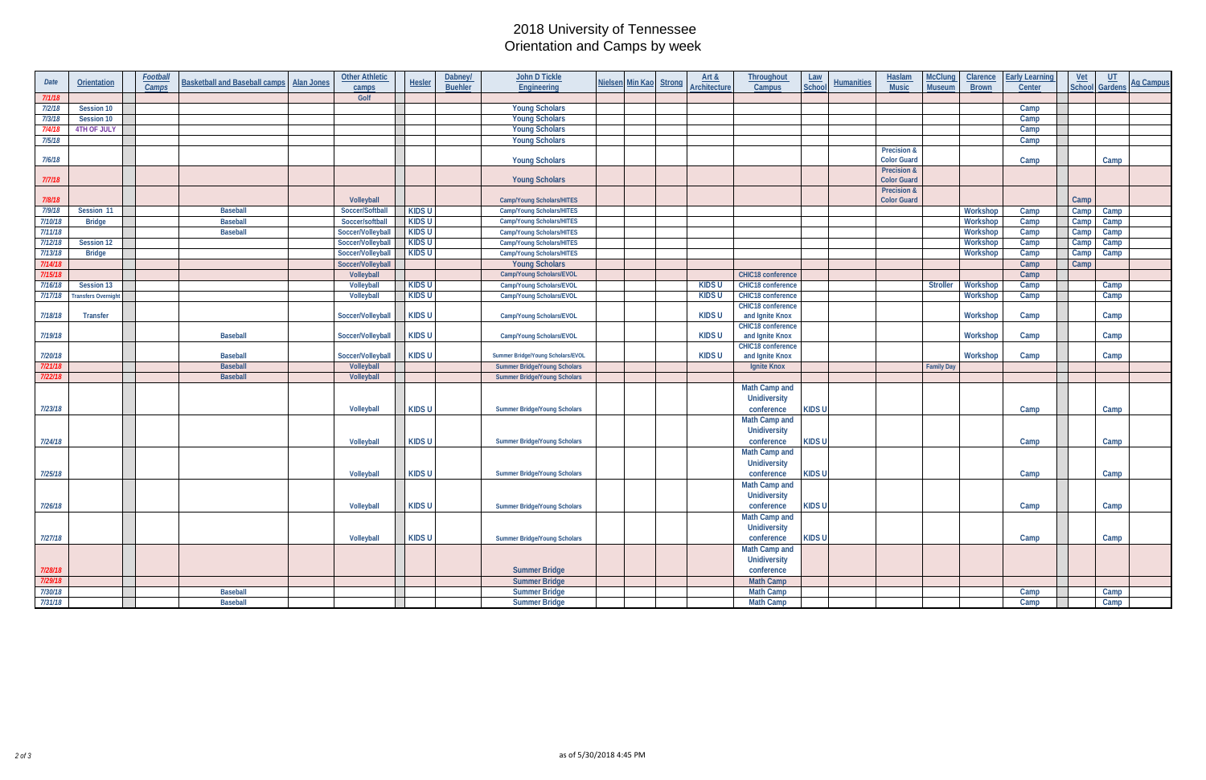# 2018 University of Tennessee
## Orientation and Camps by week

| Date | Orientation | | Football Camps | Basketball and Baseball camps | Alan Jones | Other Athletic camps | | Hesler | Dabney/ Buehler | John D Tickle Engineering | Nielsen | Min Kao | Strong | Art & Architecture | Throughout Campus | Law School | Humanities | Haslam Music | McClung Museum | Clarence Brown | Early Learning Center | | Vet School | UT Gardens | Ag Campus |
|---|---|---|---|---|---|---|---|---|---|---|---|---|---|---|---|---|---|---|---|---|---|---|---|---|---|
| 7/1/18 | | | | | | Golf | | | | | | | | | | | | | | | | | | | |
| 7/2/18 | Session 10 | | | | | | | | | Young Scholars | | | | | | | | | | | Camp | | | | |
| 7/3/18 | Session 10 | | | | | | | | | Young Scholars | | | | | | | | | | | Camp | | | | |
| 7/4/18 | 4TH OF JULY | | | | | | | | | Young Scholars | | | | | | | | | | | Camp | | | | |
| 7/5/18 | | | | | | | | | | Young Scholars | | | | | | | | | | | Camp | | | | |
| 7/6/18 | | | | | | | | | | Young Scholars | | | | | | | | Precision & Color Guard | | | Camp | | | Camp | |
| 7/7/18 | | | | | | | | | | Young Scholars | | | | | | | | Precision & Color Guard | | | | | | | |
| 7/8/18 | | | | | | Volleyball | | | | Camp/Young Scholars/HITES | | | | | | | | Precision & Color Guard | | | | | Camp | | |
| 7/9/18 | Session 11 | | | Baseball | | Soccer/Softball | | KIDS U | | Camp/Young Scholars/HITES | | | | | | | | | | Workshop | Camp | | Camp | Camp | |
| 7/10/18 | Bridge | | | Baseball | | Soccer/softball | | KIDS U | | Camp/Young Scholars/HITES | | | | | | | | | | Workshop | Camp | | Camp | Camp | |
| 7/11/18 | | | | Baseball | | Soccer/Volleyball | | KIDS U | | Camp/Young Scholars/HITES | | | | | | | | | | Workshop | Camp | | Camp | Camp | |
| 7/12/18 | Session 12 | | | | | Soccer/Volleyball | | KIDS U | | Camp/Young Scholars/HITES | | | | | | | | | | Workshop | Camp | | Camp | Camp | |
| 7/13/18 | Bridge | | | | | Soccer/Volleyball | | KIDS U | | Camp/Young Scholars/HITES | | | | | | | | | | Workshop | Camp | | Camp | Camp | |
| 7/14/18 | | | | | | Soccer/Volleyball | | | | Young Scholars | | | | | | | | | | | Camp | | Camp | | |
| 7/15/18 | | | | | | Volleyball | | | | Camp/Young Scholars/EVOL | | | | | CHIC18 conference | | | | | | Camp | | | | |
| 7/16/18 | Session 13 | | | | | Volleyball | | KIDS U | | Camp/Young Scholars/EVOL | | | | KIDS U | CHIC18 conference | | | | Stroller | Workshop | Camp | | | Camp | |
| 7/17/18 | Transfers Overnight | | | | | Volleyball | | KIDS U | | Camp/Young Scholars/EVOL | | | | KIDS U | CHIC18 conference | | | | | Workshop | Camp | | | Camp | |
| 7/18/18 | Transfer | | | | | Soccer/Volleyball | | KIDS U | | Camp/Young Scholars/EVOL | | | | KIDS U | CHIC18 conference and Ignite Knox | | | | | Workshop | Camp | | | Camp | |
| 7/19/18 | | | | Baseball | | Soccer/Volleyball | | KIDS U | | Camp/Young Scholars/EVOL | | | | KIDS U | CHIC18 conference and Ignite Knox | | | | | Workshop | Camp | | | Camp | |
| 7/20/18 | | | | Baseball | | Soccer/Volleyball | | KIDS U | | Summer Bridge/Young Scholars/EVOL | | | | KIDS U | CHIC18 conference and Ignite Knox | | | | | Workshop | Camp | | | Camp | |
| 7/21/18 | | | | Baseball | | Volleyball | | | | Summer Bridge/Young Scholars | | | | | Ignite Knox | | | | Family Day | | | | | | |
| 7/22/18 | | | | Baseball | | Volleyball | | | | Summer Bridge/Young Scholars | | | | | | | | | | | | | | | |
| 7/23/18 | | | | | | Volleyball | | KIDS U | | Summer Bridge/Young Scholars | | | | | Math Camp and Unidiversity conference | KIDS U | | | | | Camp | | | Camp | |
| 7/24/18 | | | | | | Volleyball | | KIDS U | | Summer Bridge/Young Scholars | | | | | Math Camp and Unidiversity conference | KIDS U | | | | | Camp | | | Camp | |
| 7/25/18 | | | | | | Volleyball | | KIDS U | | Summer Bridge/Young Scholars | | | | | Math Camp and Unidiversity conference | KIDS U | | | | | Camp | | | Camp | |
| 7/26/18 | | | | | | Volleyball | | KIDS U | | Summer Bridge/Young Scholars | | | | | Math Camp and Unidiversity conference | KIDS U | | | | | Camp | | | Camp | |
| 7/27/18 | | | | | | Volleyball | | KIDS U | | Summer Bridge/Young Scholars | | | | | Math Camp and Unidiversity conference | KIDS U | | | | | Camp | | | Camp | |
| 7/28/18 | | | | | | | | | | Summer Bridge | | | | | Math Camp and Unidiversity conference | | | | | | | | | | |
| 7/29/18 | | | | | | | | | | Summer Bridge | | | | | Math Camp | | | | | | | | | | |
| 7/30/18 | | | | Baseball | | | | | | Summer Bridge | | | | | Math Camp | | | | | | Camp | | | Camp | |
| 7/31/18 | | | | Baseball | | | | | | Summer Bridge | | | | | Math Camp | | | | | | Camp | | | Camp | |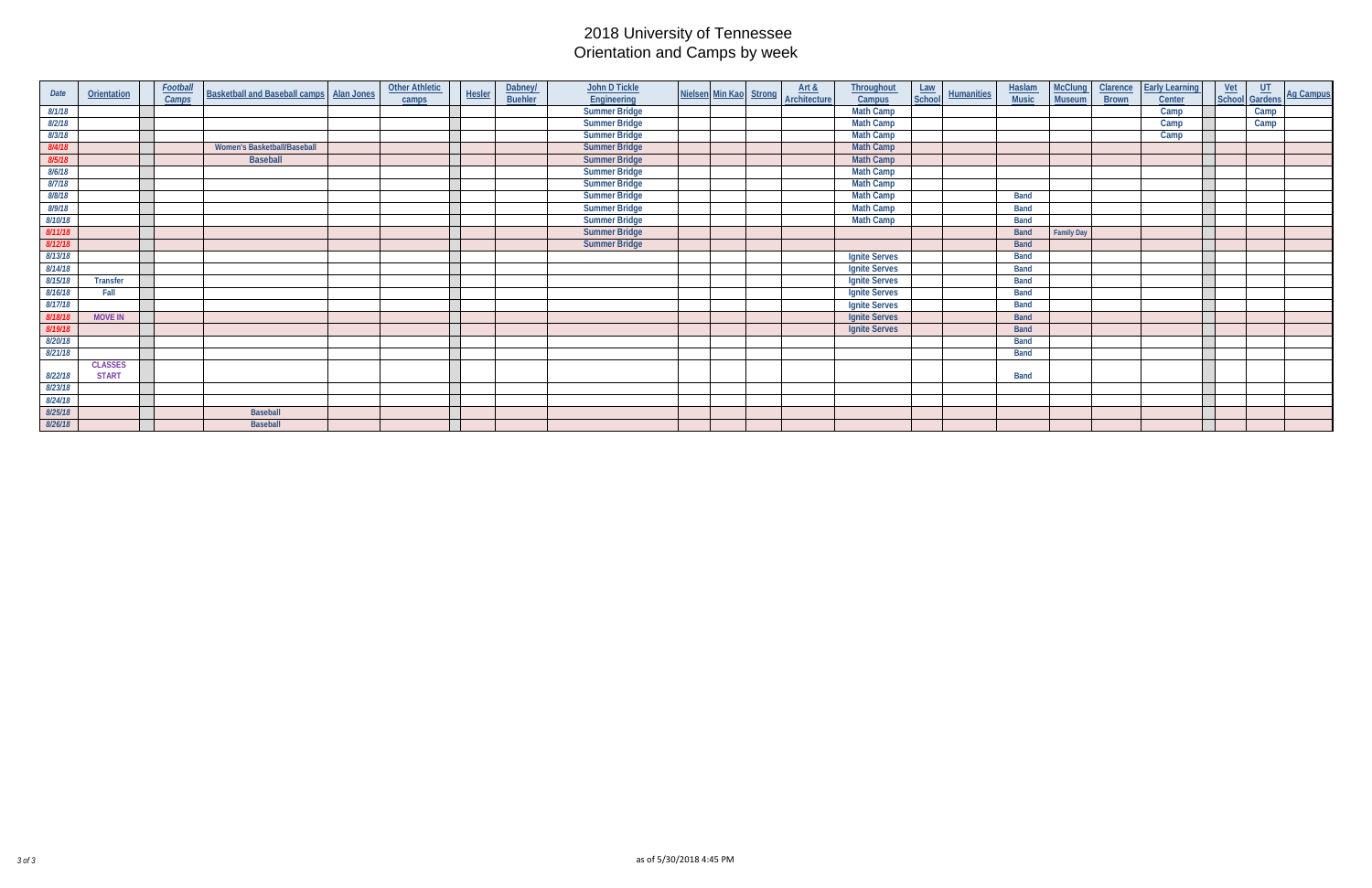# 2018 University of Tennessee
# Orientation and Camps by week

| Date | Orientation | | Football Camps | Basketball and Baseball camps | Alan Jones | Other Athletic camps | | Hesler | Dabney/ Buehler | John D Tickle Engineering | Nielsen | Min Kao | Strong | Art & Architecture | Throughout Campus | Law School | Humanities | Haslam Music | McClung Museum | Clarence Brown | Early Learning Center | | Vet School | UT Gardens | Ag Campus |
|---|---|---|---|---|---|---|---|---|---|---|---|---|---|---|---|---|---|---|---|---|---|---|---|---|---|
| 8/1/18 | | | | | | | | | | Summer Bridge | | | | | Math Camp | | | | | | Camp | | | Camp | |
| 8/2/18 | | | | | | | | | | Summer Bridge | | | | | Math Camp | | | | | | Camp | | | Camp | |
| 8/3/18 | | | | | | | | | | Summer Bridge | | | | | Math Camp | | | | | | Camp | | | | |
| 8/4/18 | | | | Women's Basketball/Baseball | | | | | | Summer Bridge | | | | | Math Camp | | | | | | | | | | |
| 8/5/18 | | | | Baseball | | | | | | Summer Bridge | | | | | Math Camp | | | | | | | | | | |
| 8/6/18 | | | | | | | | | | Summer Bridge | | | | | Math Camp | | | | | | | | | | |
| 8/7/18 | | | | | | | | | | Summer Bridge | | | | | Math Camp | | | | | | | | | | |
| 8/8/18 | | | | | | | | | | Summer Bridge | | | | | Math Camp | | | Band | | | | | | | |
| 8/9/18 | | | | | | | | | | Summer Bridge | | | | | Math Camp | | | Band | | | | | | | |
| 8/10/18 | | | | | | | | | | Summer Bridge | | | | | Math Camp | | | Band | | | | | | | |
| 8/11/18 | | | | | | | | | | Summer Bridge | | | | | | | | Band | Family Day | | | | | | |
| 8/12/18 | | | | | | | | | | Summer Bridge | | | | | | | | Band | | | | | | | |
| 8/13/18 | | | | | | | | | | | | | | | Ignite Serves | | | Band | | | | | | | |
| 8/14/18 | | | | | | | | | | | | | | | Ignite Serves | | | Band | | | | | | | |
| 8/15/18 | Transfer | | | | | | | | | | | | | | Ignite Serves | | | Band | | | | | | | |
| 8/16/18 | Fall | | | | | | | | | | | | | | Ignite Serves | | | Band | | | | | | | |
| 8/17/18 | | | | | | | | | | | | | | | Ignite Serves | | | Band | | | | | | | |
| 8/18/18 | MOVE IN | | | | | | | | | | | | | | Ignite Serves | | | Band | | | | | | | |
| 8/19/18 | | | | | | | | | | | | | | | Ignite Serves | | | Band | | | | | | | |
| 8/20/18 | | | | | | | | | | | | | | | | | | Band | | | | | | | |
| 8/21/18 | | | | | | | | | | | | | | | | | | Band | | | | | | | |
| 8/22/18 | CLASSES START | | | | | | | | | | | | | | | | | Band | | | | | | | |
| 8/23/18 | | | | | | | | | | | | | | | | | | | | | | | | | |
| 8/24/18 | | | | | | | | | | | | | | | | | | | | | | | | | |
| 8/25/18 | | | | Baseball | | | | | | | | | | | | | | | | | | | | | |
| 8/26/18 | | | | Baseball | | | | | | | | | | | | | | | | | | | | | |